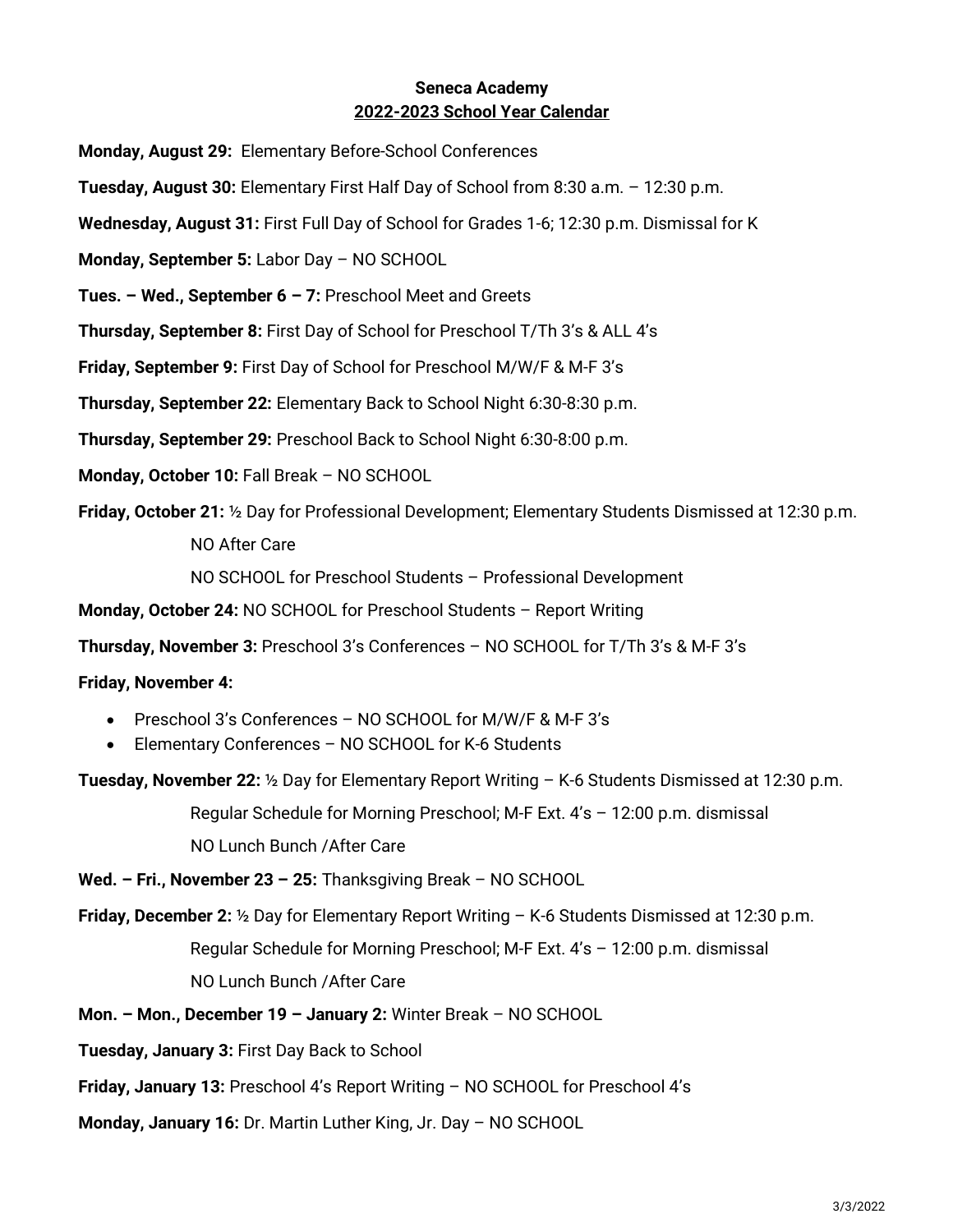# Seneca Academy

## 2022-2023 School Year Calendar

**Monday, August 29:** Elementary Before-School Conferences

**Tuesday, August 30:** Elementary First Half Day of School from 8:30 a.m. – 12:30 p.m.

**Wednesday, August 31:** First Full Day of School for Grades 1-6; 12:30 p.m. Dismissal for K

**Monday, September 5:** Labor Day – NO SCHOOL

**Tues. – Wed., September 6 – 7:** Preschool Meet and Greets

**Thursday, September 8:** First Day of School for Preschool T/Th 3's & ALL 4's

**Friday, September 9:** First Day of School for Preschool M/W/F & M-F 3's

**Thursday, September 22:** Elementary Back to School Night 6:30-8:30 p.m.

**Thursday, September 29:** Preschool Back to School Night 6:30-8:00 p.m.

**Monday, October 10:** Fall Break – NO SCHOOL

**Friday, October 21:** ½ Day for Professional Development; Elementary Students Dismissed at 12:30 p.m.

NO After Care

NO SCHOOL for Preschool Students – Professional Development

**Monday, October 24:** NO SCHOOL for Preschool Students – Report Writing

**Thursday, November 3:** Preschool 3's Conferences – NO SCHOOL for T/Th 3's & M-F 3's

**Friday, November 4:**

- Preschool 3's Conferences – NO SCHOOL for M/W/F & M-F 3's
- Elementary Conferences – NO SCHOOL for K-6 Students

**Tuesday, November 22:** ½ Day for Elementary Report Writing – K-6 Students Dismissed at 12:30 p.m.

Regular Schedule for Morning Preschool; M-F Ext. 4's – 12:00 p.m. dismissal

NO Lunch Bunch /After Care

**Wed. – Fri., November 23 – 25:** Thanksgiving Break – NO SCHOOL

**Friday, December 2:** ½ Day for Elementary Report Writing – K-6 Students Dismissed at 12:30 p.m.

Regular Schedule for Morning Preschool; M-F Ext. 4's – 12:00 p.m. dismissal

NO Lunch Bunch /After Care

**Mon. – Mon., December 19 – January 2:** Winter Break – NO SCHOOL

**Tuesday, January 3:** First Day Back to School

**Friday, January 13:** Preschool 4's Report Writing – NO SCHOOL for Preschool 4's

**Monday, January 16:** Dr. Martin Luther King, Jr. Day – NO SCHOOL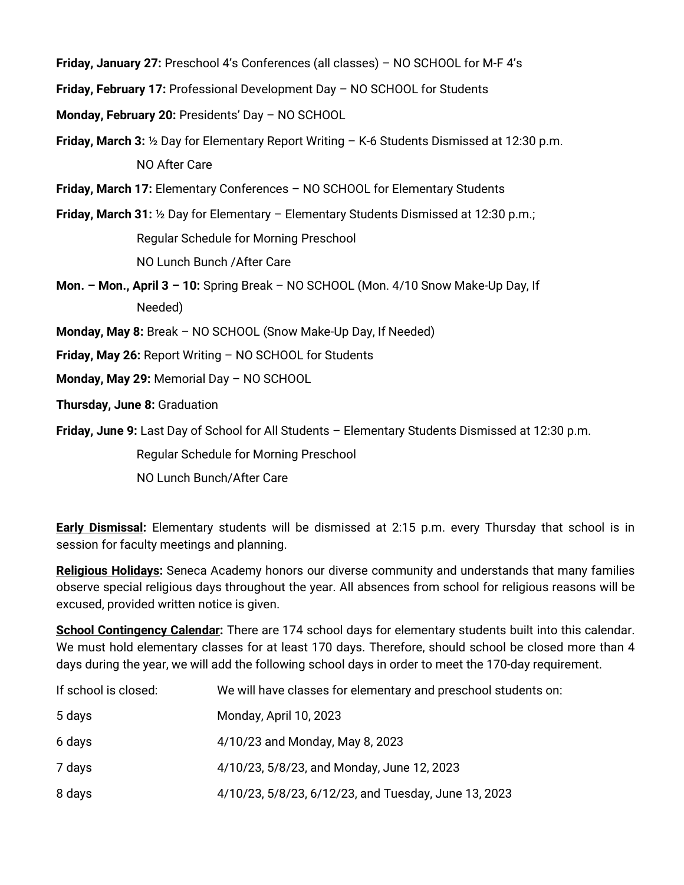**Friday, January 27:** Preschool 4's Conferences (all classes) – NO SCHOOL for M-F 4's

**Friday, February 17:** Professional Development Day – NO SCHOOL for Students

**Monday, February 20:** Presidents' Day – NO SCHOOL

**Friday, March 3:** ½ Day for Elementary Report Writing – K-6 Students Dismissed at 12:30 p.m.
NO After Care

**Friday, March 17:** Elementary Conferences – NO SCHOOL for Elementary Students

**Friday, March 31:** ½ Day for Elementary – Elementary Students Dismissed at 12:30 p.m.;
Regular Schedule for Morning Preschool
NO Lunch Bunch /After Care

**Mon. – Mon., April 3 – 10:** Spring Break – NO SCHOOL (Mon. 4/10 Snow Make-Up Day, If Needed)

**Monday, May 8:** Break – NO SCHOOL (Snow Make-Up Day, If Needed)

**Friday, May 26:** Report Writing – NO SCHOOL for Students

**Monday, May 29:** Memorial Day – NO SCHOOL

**Thursday, June 8:** Graduation

**Friday, June 9:** Last Day of School for All Students – Elementary Students Dismissed at 12:30 p.m.
Regular Schedule for Morning Preschool
NO Lunch Bunch/After Care

**Early Dismissal:** Elementary students will be dismissed at 2:15 p.m. every Thursday that school is in session for faculty meetings and planning.

**Religious Holidays:** Seneca Academy honors our diverse community and understands that many families observe special religious days throughout the year. All absences from school for religious reasons will be excused, provided written notice is given.

**School Contingency Calendar:** There are 174 school days for elementary students built into this calendar. We must hold elementary classes for at least 170 days. Therefore, should school be closed more than 4 days during the year, we will add the following school days in order to meet the 170-day requirement.

| If school is closed: | We will have classes for elementary and preschool students on: |
|---|---|
| 5 days | Monday, April 10, 2023 |
| 6 days | 4/10/23 and Monday, May 8, 2023 |
| 7 days | 4/10/23, 5/8/23, and Monday, June 12, 2023 |
| 8 days | 4/10/23, 5/8/23, 6/12/23, and Tuesday, June 13, 2023 |